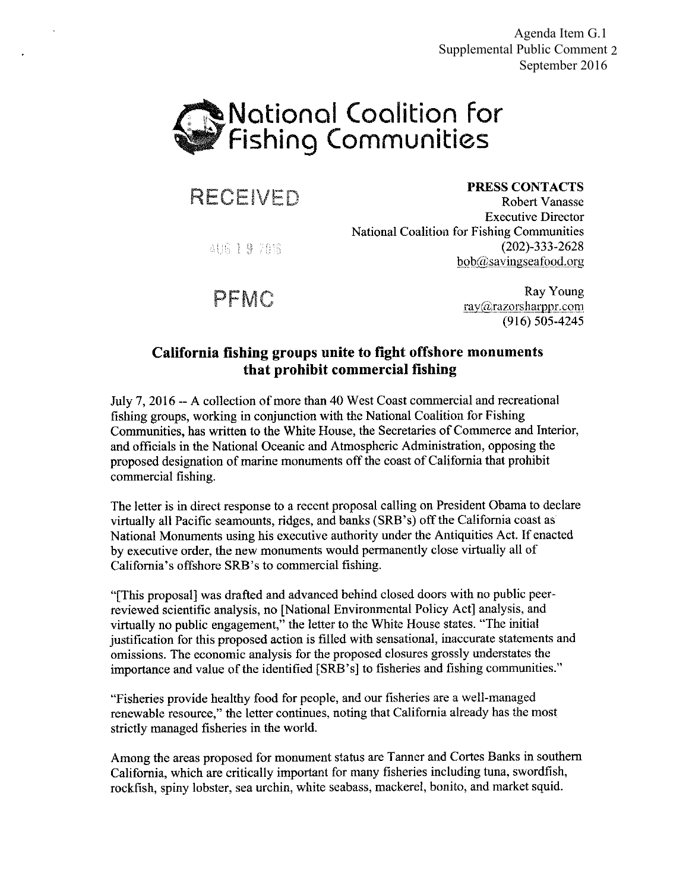Agenda Item G.1
Supplemental Public Comment 2
September 2016

# National Coalition for Fishing Communities

RECEIVED

AUG 19 2016

PFMC

**PRESS CONTACTS**
Robert Vanasse
Executive Director
National Coalition for Fishing Communities
(202)-333-2628
bob@savingseafood.org

Ray Young
ray@razorsharppr.com
(916) 505-4245

## California fishing groups unite to fight offshore monuments that prohibit commercial fishing

July 7, 2016 -- A collection of more than 40 West Coast commercial and recreational fishing groups, working in conjunction with the National Coalition for Fishing Communities, has written to the White House, the Secretaries of Commerce and Interior, and officials in the National Oceanic and Atmospheric Administration, opposing the proposed designation of marine monuments off the coast of California that prohibit commercial fishing.

The letter is in direct response to a recent proposal calling on President Obama to declare virtually all Pacific seamounts, ridges, and banks (SRB's) off the California coast as National Monuments using his executive authority under the Antiquities Act. If enacted by executive order, the new monuments would permanently close virtually all of California's offshore SRB's to commercial fishing.

"[This proposal] was drafted and advanced behind closed doors with no public peer-reviewed scientific analysis, no [National Environmental Policy Act] analysis, and virtually no public engagement," the letter to the White House states. "The initial justification for this proposed action is filled with sensational, inaccurate statements and omissions. The economic analysis for the proposed closures grossly understates the importance and value of the identified [SRB's] to fisheries and fishing communities."

"Fisheries provide healthy food for people, and our fisheries are a well-managed renewable resource," the letter continues, noting that California already has the most strictly managed fisheries in the world.

Among the areas proposed for monument status are Tanner and Cortes Banks in southern California, which are critically important for many fisheries including tuna, swordfish, rockfish, spiny lobster, sea urchin, white seabass, mackerel, bonito, and market squid.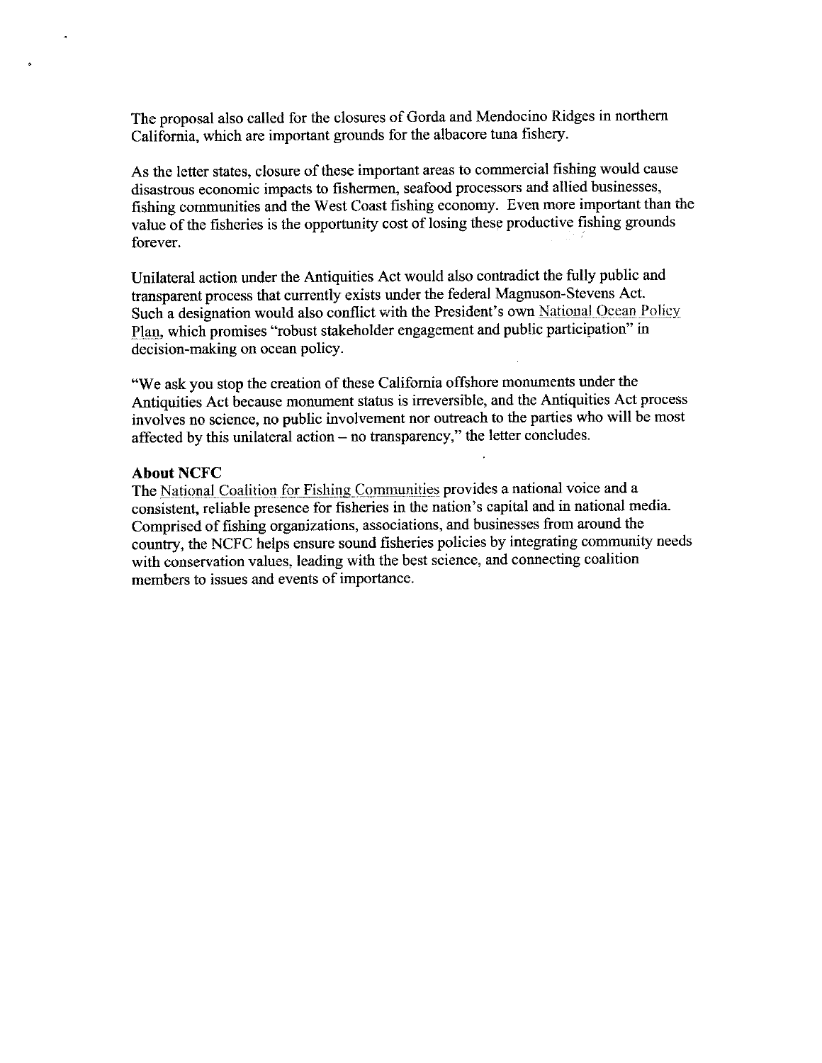The proposal also called for the closures of Gorda and Mendocino Ridges in northern California, which are important grounds for the albacore tuna fishery.

As the letter states, closure of these important areas to commercial fishing would cause disastrous economic impacts to fishermen, seafood processors and allied businesses, fishing communities and the West Coast fishing economy. Even more important than the value of the fisheries is the opportunity cost of losing these productive fishing grounds forever.

Unilateral action under the Antiquities Act would also contradict the fully public and transparent process that currently exists under the federal Magnuson-Stevens Act. Such a designation would also conflict with the President's own National Ocean Policy Plan, which promises "robust stakeholder engagement and public participation" in decision-making on ocean policy.

"We ask you stop the creation of these California offshore monuments under the Antiquities Act because monument status is irreversible, and the Antiquities Act process involves no science, no public involvement nor outreach to the parties who will be most affected by this unilateral action – no transparency," the letter concludes.

**About NCFC**

The National Coalition for Fishing Communities provides a national voice and a consistent, reliable presence for fisheries in the nation's capital and in national media. Comprised of fishing organizations, associations, and businesses from around the country, the NCFC helps ensure sound fisheries policies by integrating community needs with conservation values, leading with the best science, and connecting coalition members to issues and events of importance.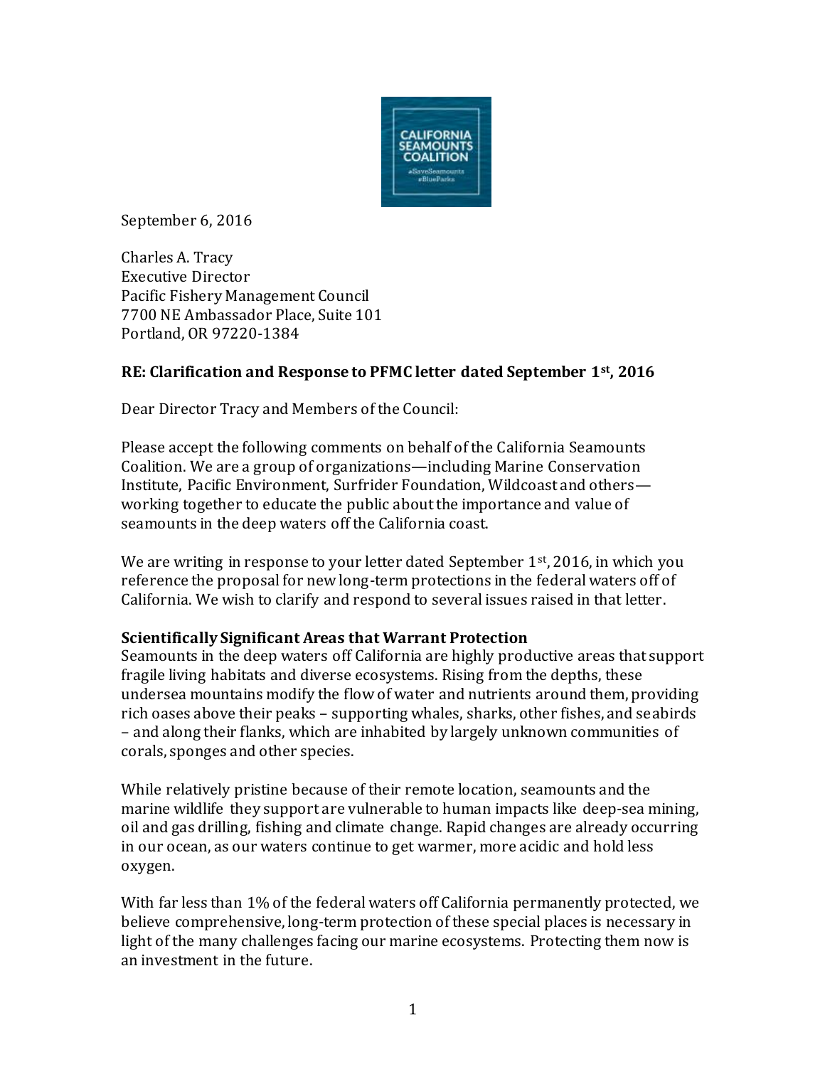September 6, 2016

Charles A. Tracy
Executive Director
Pacific Fishery Management Council
7700 NE Ambassador Place, Suite 101
Portland, OR 97220-1384

**RE: Clarification and Response to PFMC letter dated September 1st, 2016**

Dear Director Tracy and Members of the Council:

Please accept the following comments on behalf of the California Seamounts Coalition. We are a group of organizations—including Marine Conservation Institute, Pacific Environment, Surfrider Foundation, Wildcoast and others—working together to educate the public about the importance and value of seamounts in the deep waters off the California coast.

We are writing in response to your letter dated September 1st, 2016, in which you reference the proposal for new long-term protections in the federal waters off of California. We wish to clarify and respond to several issues raised in that letter.

**Scientifically Significant Areas that Warrant Protection**

Seamounts in the deep waters off California are highly productive areas that support fragile living habitats and diverse ecosystems. Rising from the depths, these undersea mountains modify the flow of water and nutrients around them, providing rich oases above their peaks – supporting whales, sharks, other fishes, and seabirds – and along their flanks, which are inhabited by largely unknown communities of corals, sponges and other species.

While relatively pristine because of their remote location, seamounts and the marine wildlife they support are vulnerable to human impacts like deep-sea mining, oil and gas drilling, fishing and climate change. Rapid changes are already occurring in our ocean, as our waters continue to get warmer, more acidic and hold less oxygen.

With far less than 1% of the federal waters off California permanently protected, we believe comprehensive, long-term protection of these special places is necessary in light of the many challenges facing our marine ecosystems. Protecting them now is an investment in the future.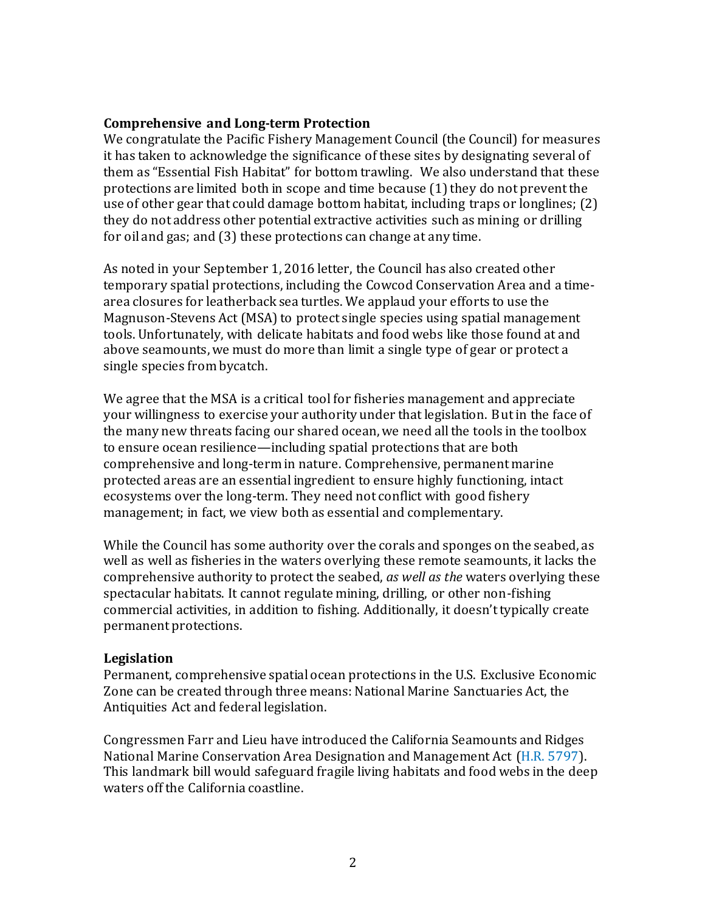**Comprehensive and Long-term Protection**

We congratulate the Pacific Fishery Management Council (the Council) for measures it has taken to acknowledge the significance of these sites by designating several of them as "Essential Fish Habitat" for bottom trawling. We also understand that these protections are limited both in scope and time because (1) they do not prevent the use of other gear that could damage bottom habitat, including traps or longlines; (2) they do not address other potential extractive activities such as mining or drilling for oil and gas; and (3) these protections can change at any time.

As noted in your September 1, 2016 letter, the Council has also created other temporary spatial protections, including the Cowcod Conservation Area and a time-area closures for leatherback sea turtles. We applaud your efforts to use the Magnuson-Stevens Act (MSA) to protect single species using spatial management tools. Unfortunately, with delicate habitats and food webs like those found at and above seamounts, we must do more than limit a single type of gear or protect a single species from bycatch.

We agree that the MSA is a critical tool for fisheries management and appreciate your willingness to exercise your authority under that legislation. But in the face of the many new threats facing our shared ocean, we need all the tools in the toolbox to ensure ocean resilience—including spatial protections that are both comprehensive and long-term in nature. Comprehensive, permanent marine protected areas are an essential ingredient to ensure highly functioning, intact ecosystems over the long-term. They need not conflict with good fishery management; in fact, we view both as essential and complementary.

While the Council has some authority over the corals and sponges on the seabed, as well as well as fisheries in the waters overlying these remote seamounts, it lacks the comprehensive authority to protect the seabed, *as well as the* waters overlying these spectacular habitats. It cannot regulate mining, drilling, or other non-fishing commercial activities, in addition to fishing. Additionally, it doesn't typically create permanent protections.

**Legislation**

Permanent, comprehensive spatial ocean protections in the U.S. Exclusive Economic Zone can be created through three means: National Marine Sanctuaries Act, the Antiquities Act and federal legislation.

Congressmen Farr and Lieu have introduced the California Seamounts and Ridges National Marine Conservation Area Designation and Management Act (H.R. 5797). This landmark bill would safeguard fragile living habitats and food webs in the deep waters off the California coastline.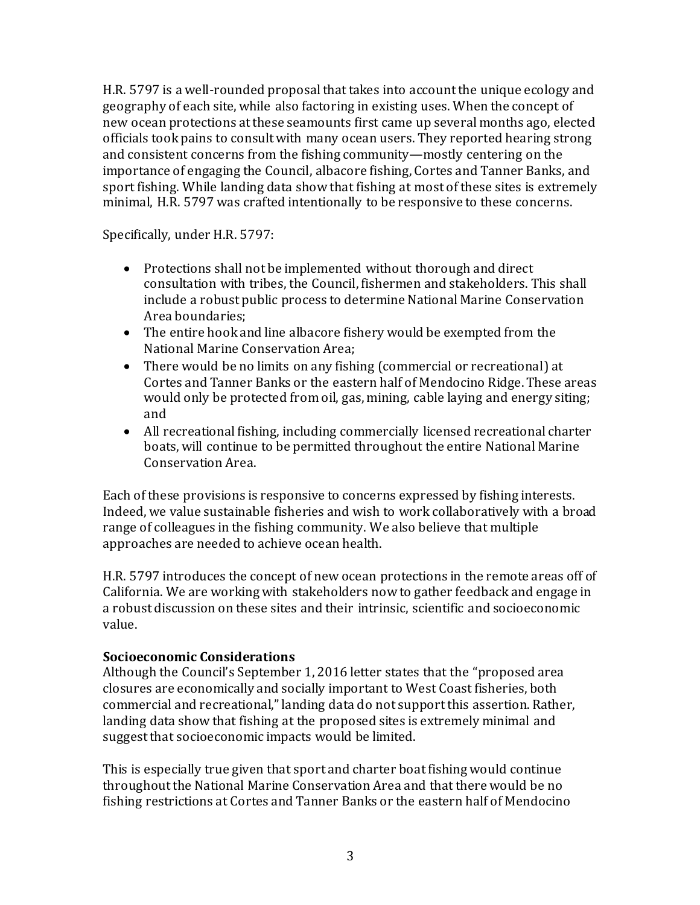H.R. 5797 is a well-rounded proposal that takes into account the unique ecology and geography of each site, while also factoring in existing uses. When the concept of new ocean protections at these seamounts first came up several months ago, elected officials took pains to consult with many ocean users. They reported hearing strong and consistent concerns from the fishing community—mostly centering on the importance of engaging the Council, albacore fishing, Cortes and Tanner Banks, and sport fishing. While landing data show that fishing at most of these sites is extremely minimal, H.R. 5797 was crafted intentionally to be responsive to these concerns.

Specifically, under H.R. 5797:

- Protections shall not be implemented without thorough and direct consultation with tribes, the Council, fishermen and stakeholders. This shall include a robust public process to determine National Marine Conservation Area boundaries;
- The entire hook and line albacore fishery would be exempted from the National Marine Conservation Area;
- There would be no limits on any fishing (commercial or recreational) at Cortes and Tanner Banks or the eastern half of Mendocino Ridge. These areas would only be protected from oil, gas, mining, cable laying and energy siting; and
- All recreational fishing, including commercially licensed recreational charter boats, will continue to be permitted throughout the entire National Marine Conservation Area.

Each of these provisions is responsive to concerns expressed by fishing interests. Indeed, we value sustainable fisheries and wish to work collaboratively with a broad range of colleagues in the fishing community. We also believe that multiple approaches are needed to achieve ocean health.

H.R. 5797 introduces the concept of new ocean protections in the remote areas off of California. We are working with stakeholders now to gather feedback and engage in a robust discussion on these sites and their intrinsic, scientific and socioeconomic value.

**Socioeconomic Considerations**

Although the Council's September 1, 2016 letter states that the "proposed area closures are economically and socially important to West Coast fisheries, both commercial and recreational," landing data do not support this assertion. Rather, landing data show that fishing at the proposed sites is extremely minimal and suggest that socioeconomic impacts would be limited.

This is especially true given that sport and charter boat fishing would continue throughout the National Marine Conservation Area and that there would be no fishing restrictions at Cortes and Tanner Banks or the eastern half of Mendocino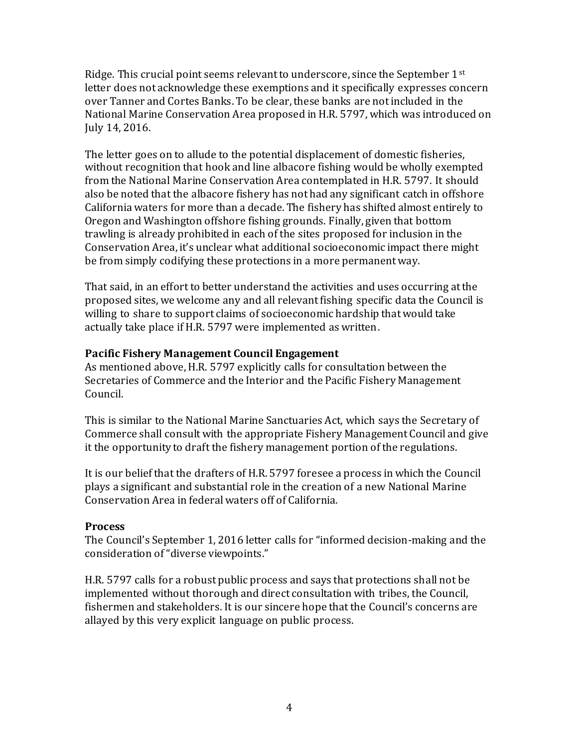Ridge. This crucial point seems relevant to underscore, since the September 1st letter does not acknowledge these exemptions and it specifically expresses concern over Tanner and Cortes Banks. To be clear, these banks are not included in the National Marine Conservation Area proposed in H.R. 5797, which was introduced on July 14, 2016.

The letter goes on to allude to the potential displacement of domestic fisheries, without recognition that hook and line albacore fishing would be wholly exempted from the National Marine Conservation Area contemplated in H.R. 5797. It should also be noted that the albacore fishery has not had any significant catch in offshore California waters for more than a decade. The fishery has shifted almost entirely to Oregon and Washington offshore fishing grounds. Finally, given that bottom trawling is already prohibited in each of the sites proposed for inclusion in the Conservation Area, it's unclear what additional socioeconomic impact there might be from simply codifying these protections in a more permanent way.

That said, in an effort to better understand the activities and uses occurring at the proposed sites, we welcome any and all relevant fishing specific data the Council is willing to share to support claims of socioeconomic hardship that would take actually take place if H.R. 5797 were implemented as written.

**Pacific Fishery Management Council Engagement**

As mentioned above, H.R. 5797 explicitly calls for consultation between the Secretaries of Commerce and the Interior and the Pacific Fishery Management Council.

This is similar to the National Marine Sanctuaries Act, which says the Secretary of Commerce shall consult with the appropriate Fishery Management Council and give it the opportunity to draft the fishery management portion of the regulations.

It is our belief that the drafters of H.R. 5797 foresee a process in which the Council plays a significant and substantial role in the creation of a new National Marine Conservation Area in federal waters off of California.

**Process**

The Council's September 1, 2016 letter calls for "informed decision-making and the consideration of "diverse viewpoints."

H.R. 5797 calls for a robust public process and says that protections shall not be implemented without thorough and direct consultation with tribes, the Council, fishermen and stakeholders. It is our sincere hope that the Council's concerns are allayed by this very explicit language on public process.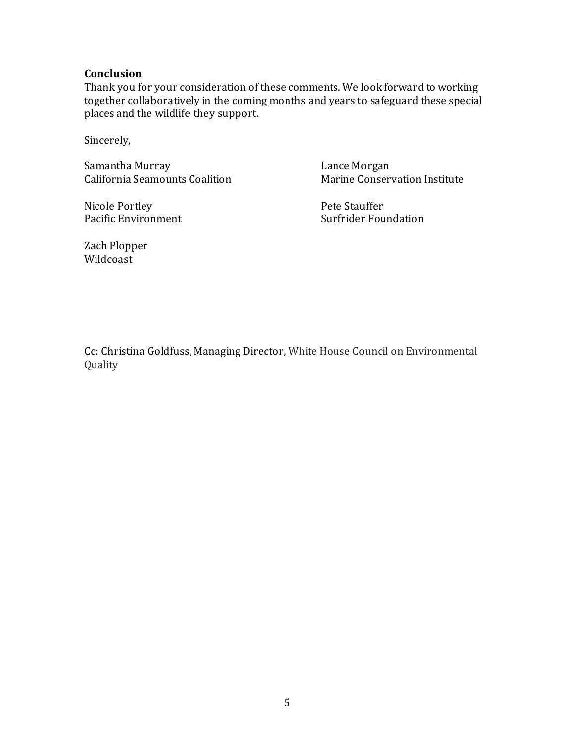**Conclusion**

Thank you for your consideration of these comments. We look forward to working together collaboratively in the coming months and years to safeguard these special places and the wildlife they support.

Sincerely,

Samantha Murray
California Seamounts Coalition

Lance Morgan
Marine Conservation Institute

Nicole Portley
Pacific Environment

Pete Stauffer
Surfrider Foundation

Zach Plopper
Wildcoast

Cc: Christina Goldfuss, Managing Director, White House Council on Environmental Quality